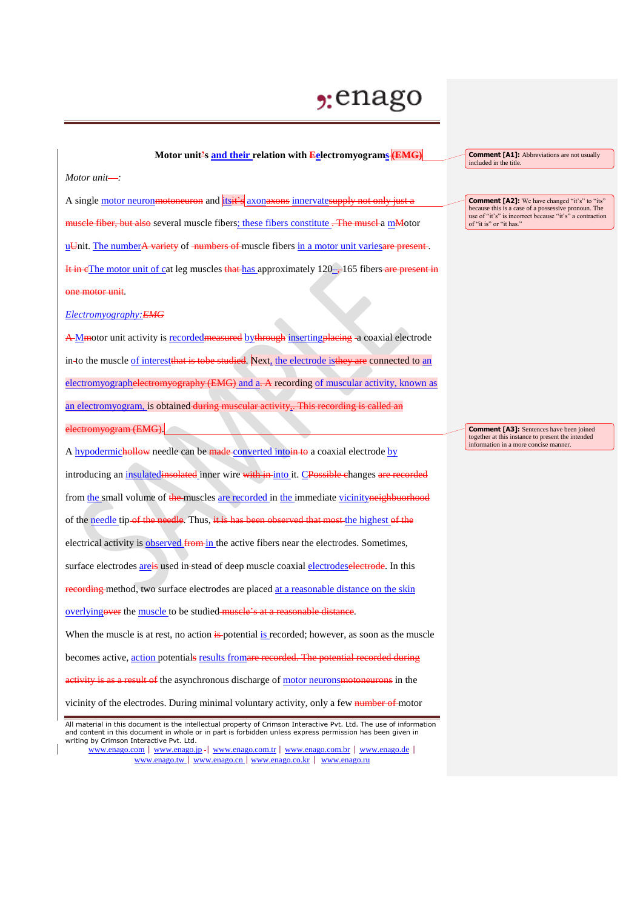**Motor unit~~'~~s and their relation with ~~E~~electromyograms ~~(EMG)~~**

*Motor unit~~—~~:*

A single motor neuron~~motoneuron~~ and its~~it's~~ axon~~axons~~ innervate~~supply not only just a muscle fiber, but also~~ several muscle fibers; these fibers constitute ~~. The musel~~ a m~~M~~otor u~~U~~nit. The number~~A variety~~ of ~~numbers of~~ muscle fibers in a motor unit varies~~are present~~. ~~It in c~~The motor unit of cat leg muscles ~~that~~ has approximately 120~~,~~–165 fibers ~~are present in one motor unit~~.

*Electromyography:~~EMG~~*

~~A~~ M~~m~~otor unit activity is recorded~~measured~~ by~~through~~ inserting~~placing~~ a coaxial electrode in~~-~~to the muscle of interest~~that is tobe studied~~. Next, the electrode is~~they are~~ connected to an electromyograph~~electromyography (EMG)~~ and a~~. A~~ recording of muscular activity, known as an electromyogram, is obtained ~~during muscular activity~~,~~. This recording is called an electromyogram (EMG)~~.

A hypodermic~~hollow~~ needle can be ~~made~~ converted into~~in to~~ a coaxial electrode by introducing an insulated~~insolated~~ inner wire ~~with in~~ into it. C~~Possible c~~hanges ~~are recorded~~ from the small volume of ~~the~~ muscles are recorded in the immediate vicinity~~neighbuorhood~~ of the needle tip ~~of the needle~~. Thus, ~~it is has been observed that most~~ the highest ~~of the~~ electrical activity is observed ~~from~~ in the active fibers near the electrodes. Sometimes, surface electrodes are~~is~~ used in-stead of deep muscle coaxial electrodes~~electrode~~. In this ~~recording~~ method, two surface electrodes are placed at a reasonable distance on the skin overlying~~over~~ the muscle to be studied ~~muscle's at a reasonable distance~~.

When the muscle is at rest, no action ~~is~~ potential is recorded; however, as soon as the muscle becomes active, action potential~~s~~ results from~~are recorded. The potential recorded during activity is as a result of~~ the asynchronous discharge of motor neurons~~motoneurons~~ in the vicinity of the electrodes. During minimal voluntary activity, only a few ~~number of~~ motor

> **Comment [A1]:** Abbreviations are not usually included in the title.

> **Comment [A2]:** We have changed "it's" to "its" because this is a case of a possessive pronoun. The use of "it's" is incorrect because "it's" a contraction of "it is" or "it has."

> **Comment [A3]:** Sentences have been joined together at this instance to present the intended information in a more concise manner.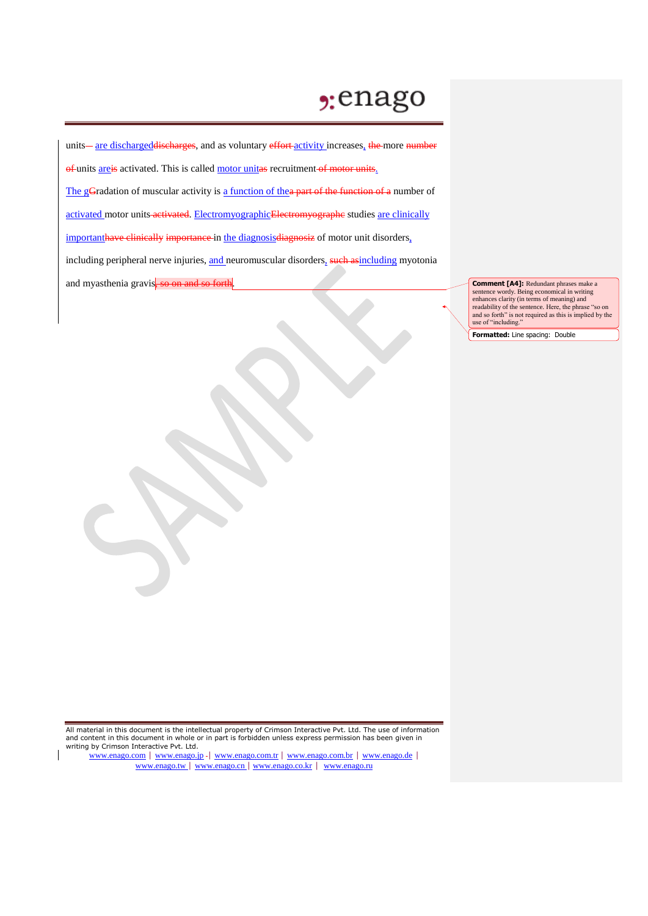units— are dischargeddischarges, and as voluntary effort activity increases, the more number of units areis activated. This is called motor unitas recruitment of motor units.

The gGradation of muscular activity is a function of thea part of the function of a number of activated motor units activated. ElectromyographicElectromyographe studies are clinically importanthave clinically importance in the diagnosisdiagnosiz of motor unit disorders, including peripheral nerve injuries, and neuromuscular disorders, such asincluding myotonia and myasthenia gravis, so on and so forth.

**Comment [A4]:** Redundant phrases make a sentence wordy. Being economical in writing enhances clarity (in terms of meaning) and readability of the sentence. Here, the phrase "so on and so forth" is not required as this is implied by the use of "including."

**Formatted:** Line spacing: Double

All material in this document is the intellectual property of Crimson Interactive Pvt. Ltd. The use of information and content in this document in whole or in part is forbidden unless express permission has been given in writing by Crimson Interactive Pvt. Ltd.

www.enago.com | www.enago.jp | www.enago.com.tr | www.enago.com.br | www.enago.de | www.enago.tw | www.enago.cn | www.enago.co.kr | www.enago.ru